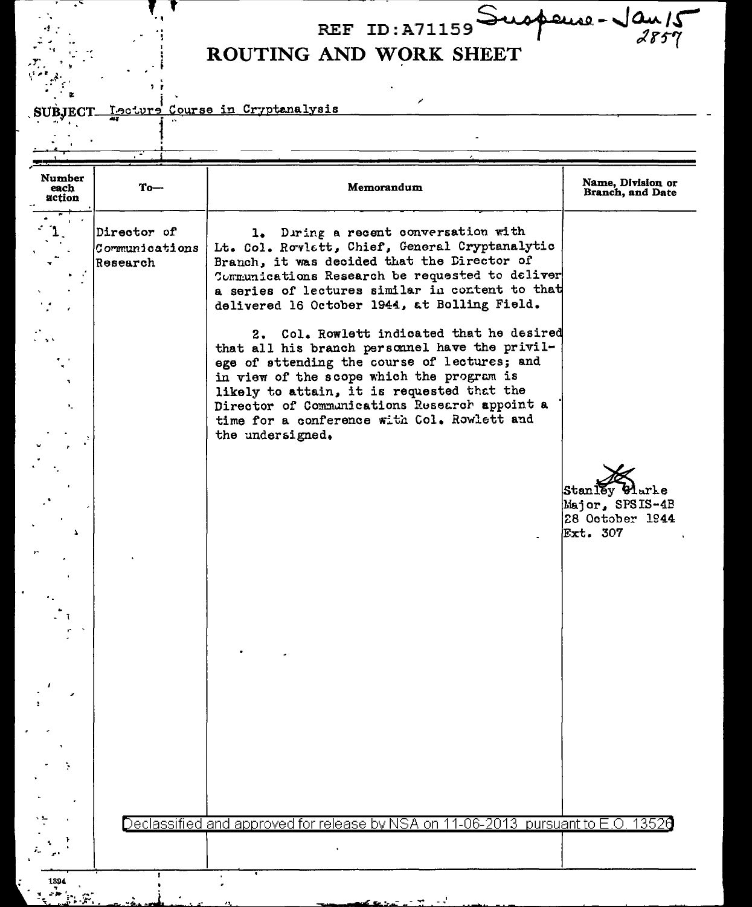REF ID:A71159 Suspense - Jan 15 2857

# ROUTING AND WORK SHEET

SUBJECT Lecture Course in Cryptanalysis

| Number each action | To— | Memorandum | Name, Division or Branch, and Date |
|---|---|---|---|
| 1 | Director of Communications Research | 1. During a recent conversation with Lt. Col. Rowlett, Chief, General Cryptanalytic Branch, it was decided that the Director of Communications Research be requested to deliver a series of lectures similar in content to that delivered 16 October 1944, at Bolling Field.<br><br>2. Col. Rowlett indicated that he desired that all his branch personnel have the privilege of attending the course of lectures; and in view of the scope which the program is likely to attain, it is requested that the Director of Communications Research appoint a time for a conference with Col. Rowlett and the undersigned. | Stanley Clarke<br>Major, SPSIS-4B<br>28 October 1944<br>Ext. 307 |

Declassified and approved for release by NSA on 11-06-2013 pursuant to E.O. 13526

1394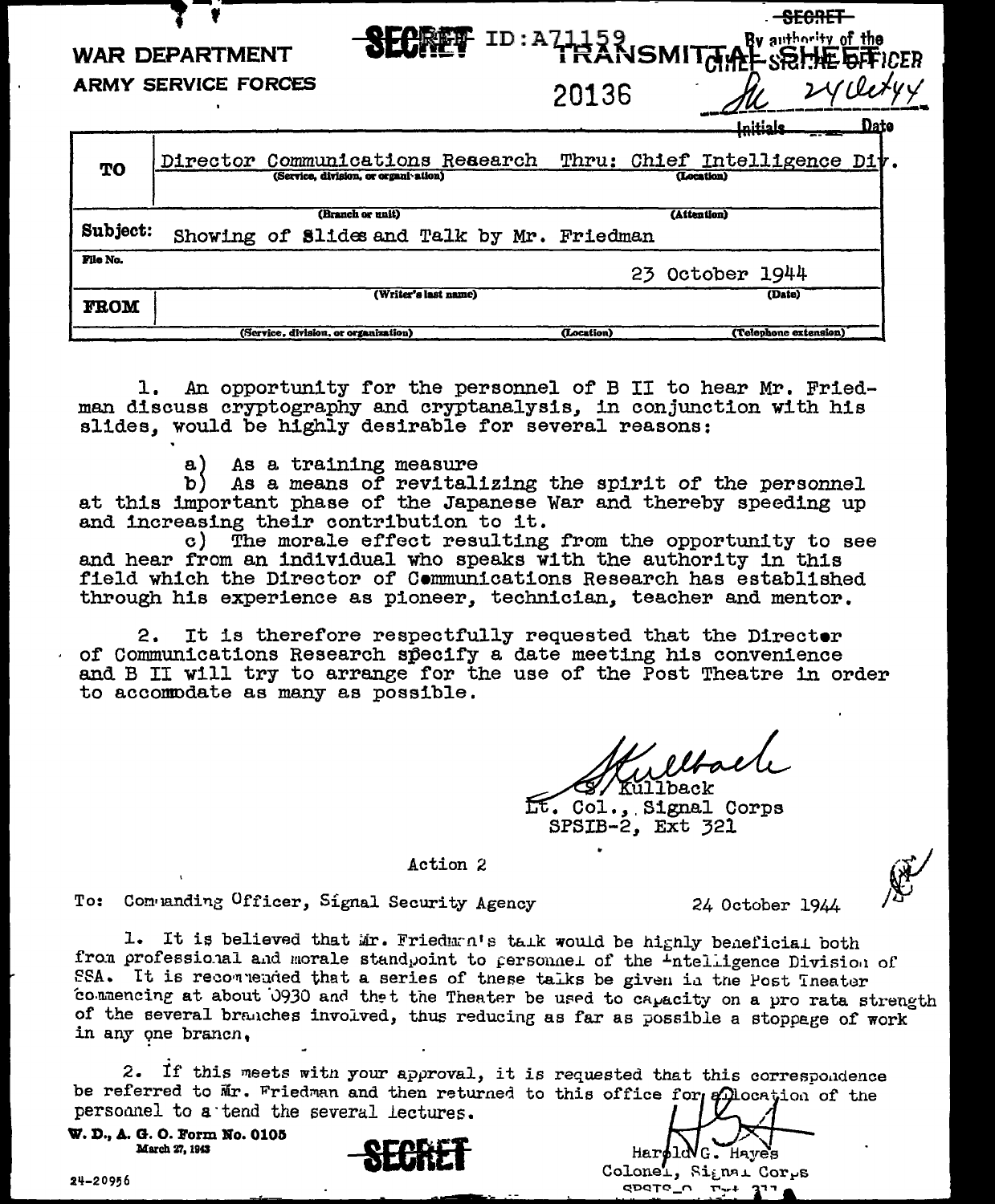WAR DEPARTMENT
ARMY SERVICE FORCES

SECRET ID:A71159

TRANSMITTAL SHEET

20136

SECRET
By authority of the CHIEF SIGNAL OFFICER
[initials] 24 Oct 44
Initials Date

| | | |
|---|---|---|
| TO | Director Communications Research (Service, division, or organization) | Thru: Chief Intelligence Div. (Location) |
| | (Branch or unit) | (Attention) |
| Subject: | Showing of Slides and Talk by Mr. Friedman | |
| File No. | | 23 October 1944 |
| FROM | (Writer's last name) | (Date) |
| | (Service, division, or organization) | (Location) (Telephone extension) |

1. An opportunity for the personnel of B II to hear Mr. Friedman discuss cryptography and cryptanalysis, in conjunction with his slides, would be highly desirable for several reasons:

a) As a training measure

b) As a means of revitalizing the spirit of the personnel at this important phase of the Japanese War and thereby speeding up and increasing their contribution to it.

c) The morale effect resulting from the opportunity to see and hear from an individual who speaks with the authority in this field which the Director of Communications Research has established through his experience as pioneer, technician, teacher and mentor.

2. It is therefore respectfully requested that the Director of Communications Research specify a date meeting his convenience and B II will try to arrange for the use of the Post Theatre in order to accommodate as many as possible.

S. Kullback
Lt. Col., Signal Corps
SPSIB-2, Ext 321

Action 2

To: Commanding Officer, Signal Security Agency 24 October 1944

1. It is believed that Mr. Friedman's talk would be highly beneficial both from professional and morale standpoint to personnel of the Intelligence Division of SSA. It is recommended that a series of these talks be given in the Post Theater commencing at about 0930 and that the Theater be used to capacity on a pro rata strength of the several branches involved, thus reducing as far as possible a stoppage of work in any one branch.

2. If this meets with your approval, it is requested that this correspondence be referred to Mr. Friedman and then returned to this office for allocation of the personnel to attend the several lectures.

Harold G. Hayes
Colonel, Signal Corps
SPSIS-0, Ext 311

W. D., A. G. O. Form No. 0105
March 27, 1943

SECRET

24-20956